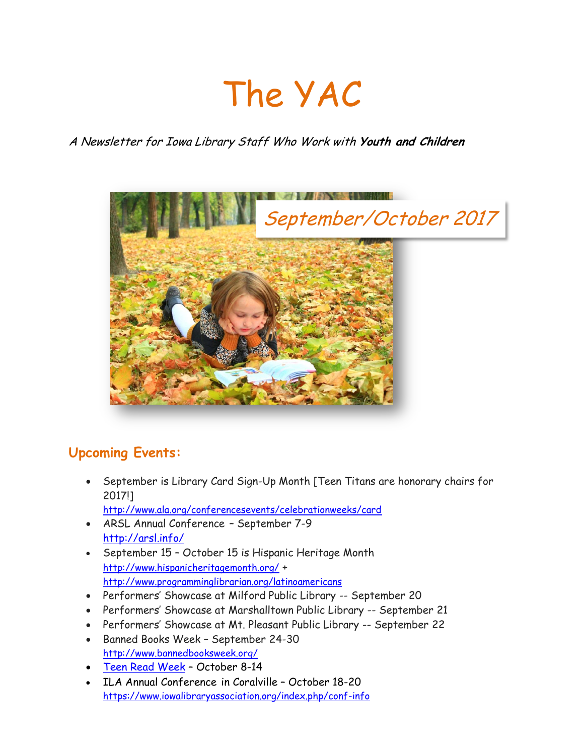# The YAC

*A Newsletter for Iowa Library Staff Who Work with **Youth and Children***

*September/October 2017*

## Upcoming Events:

- September is Library Card Sign-Up Month [Teen Titans are honorary chairs for 2017!] http://www.ala.org/conferencesevents/celebrationweeks/card
- ARSL Annual Conference – September 7-9 http://arsl.info/
- September 15 – October 15 is Hispanic Heritage Month http://www.hispanicheritagemonth.org/ + http://www.programminglibrarian.org/latinoamericans
- Performers' Showcase at Milford Public Library -- September 20
- Performers' Showcase at Marshalltown Public Library -- September 21
- Performers' Showcase at Mt. Pleasant Public Library -- September 22
- Banned Books Week – September 24-30 http://www.bannedbooksweek.org/
- Teen Read Week – October 8-14
- ILA Annual Conference in Coralville – October 18-20 https://www.iowalibraryassociation.org/index.php/conf-info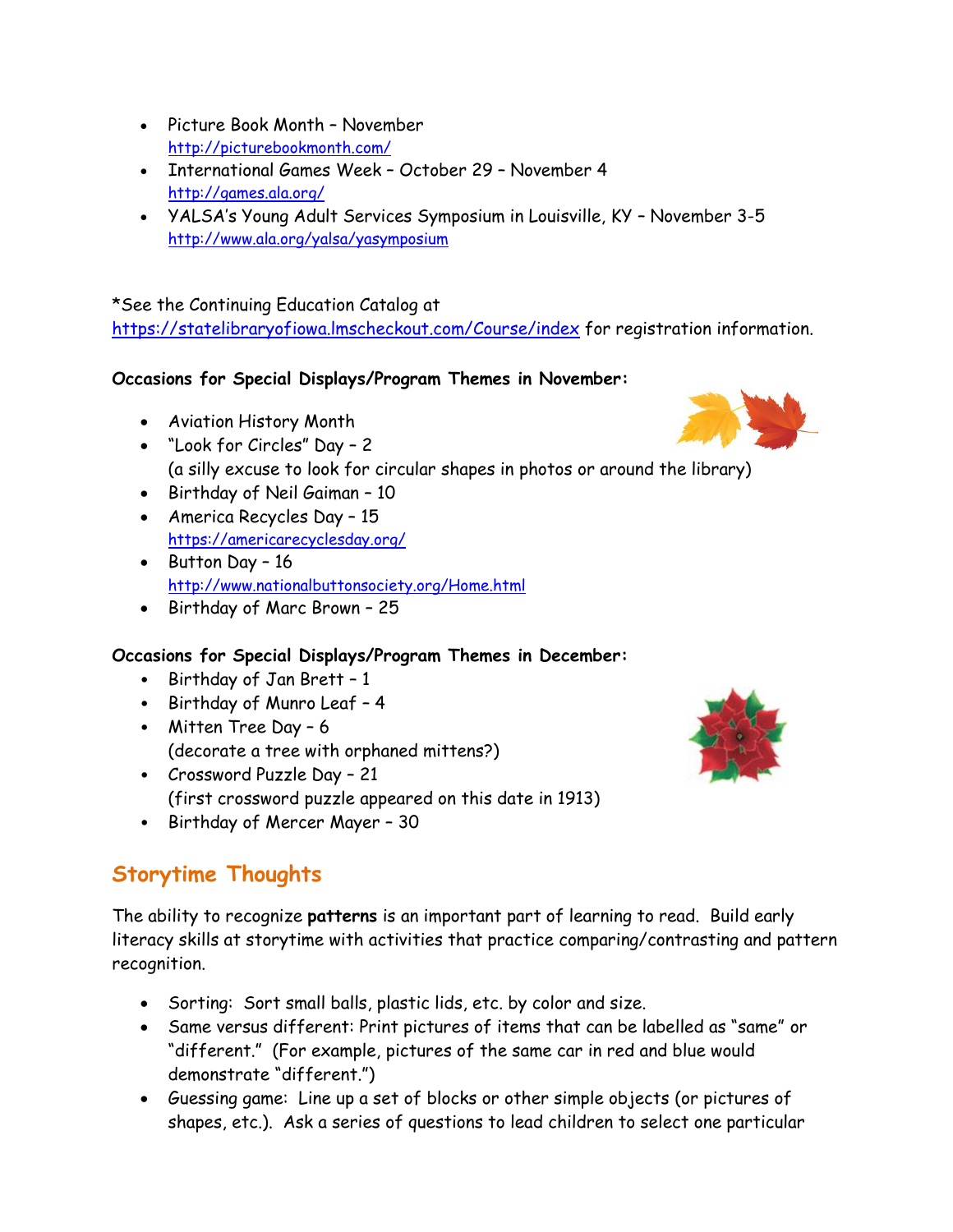- Picture Book Month – November
  http://picturebookmonth.com/
- International Games Week – October 29 – November 4
  http://games.ala.org/
- YALSA's Young Adult Services Symposium in Louisville, KY – November 3-5
  http://www.ala.org/yalsa/yasymposium

*See the Continuing Education Catalog at https://statelibraryofiowa.lmscheckout.com/Course/index for registration information.

**Occasions for Special Displays/Program Themes in November:**

- Aviation History Month
- "Look for Circles" Day – 2
  (a silly excuse to look for circular shapes in photos or around the library)
- Birthday of Neil Gaiman – 10
- America Recycles Day – 15
  https://americarecyclesday.org/
- Button Day – 16
  http://www.nationalbuttonsociety.org/Home.html
- Birthday of Marc Brown – 25

**Occasions for Special Displays/Program Themes in December:**

- Birthday of Jan Brett – 1
- Birthday of Munro Leaf – 4
- Mitten Tree Day – 6
  (decorate a tree with orphaned mittens?)
- Crossword Puzzle Day – 21
  (first crossword puzzle appeared on this date in 1913)
- Birthday of Mercer Mayer – 30

## Storytime Thoughts

The ability to recognize **patterns** is an important part of learning to read. Build early literacy skills at storytime with activities that practice comparing/contrasting and pattern recognition.

- Sorting: Sort small balls, plastic lids, etc. by color and size.
- Same versus different: Print pictures of items that can be labelled as "same" or "different." (For example, pictures of the same car in red and blue would demonstrate "different.")
- Guessing game: Line up a set of blocks or other simple objects (or pictures of shapes, etc.). Ask a series of questions to lead children to select one particular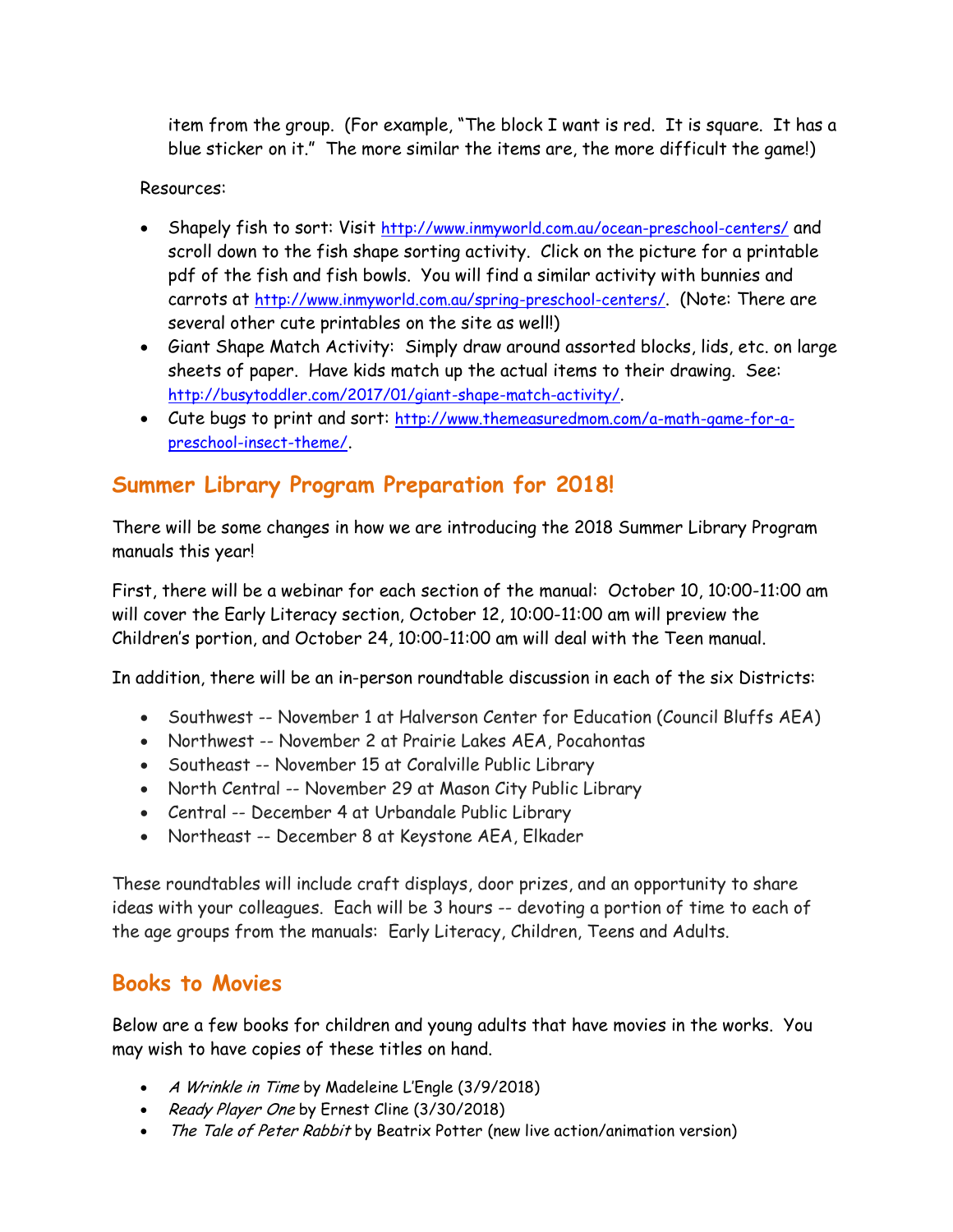item from the group. (For example, "The block I want is red. It is square. It has a blue sticker on it." The more similar the items are, the more difficult the game!)

Resources:

- Shapely fish to sort: Visit http://www.inmyworld.com.au/ocean-preschool-centers/ and scroll down to the fish shape sorting activity. Click on the picture for a printable pdf of the fish and fish bowls. You will find a similar activity with bunnies and carrots at http://www.inmyworld.com.au/spring-preschool-centers/. (Note: There are several other cute printables on the site as well!)
- Giant Shape Match Activity: Simply draw around assorted blocks, lids, etc. on large sheets of paper. Have kids match up the actual items to their drawing. See: http://busytoddler.com/2017/01/giant-shape-match-activity/.
- Cute bugs to print and sort: http://www.themeasuredmom.com/a-math-game-for-a-preschool-insect-theme/.

## Summer Library Program Preparation for 2018!

There will be some changes in how we are introducing the 2018 Summer Library Program manuals this year!

First, there will be a webinar for each section of the manual: October 10, 10:00-11:00 am will cover the Early Literacy section, October 12, 10:00-11:00 am will preview the Children's portion, and October 24, 10:00-11:00 am will deal with the Teen manual.

In addition, there will be an in-person roundtable discussion in each of the six Districts:

- Southwest -- November 1 at Halverson Center for Education (Council Bluffs AEA)
- Northwest -- November 2 at Prairie Lakes AEA, Pocahontas
- Southeast -- November 15 at Coralville Public Library
- North Central -- November 29 at Mason City Public Library
- Central -- December 4 at Urbandale Public Library
- Northeast -- December 8 at Keystone AEA, Elkader

These roundtables will include craft displays, door prizes, and an opportunity to share ideas with your colleagues. Each will be 3 hours -- devoting a portion of time to each of the age groups from the manuals: Early Literacy, Children, Teens and Adults.

## Books to Movies

Below are a few books for children and young adults that have movies in the works. You may wish to have copies of these titles on hand.

- *A Wrinkle in Time* by Madeleine L'Engle (3/9/2018)
- *Ready Player One* by Ernest Cline (3/30/2018)
- *The Tale of Peter Rabbit* by Beatrix Potter (new live action/animation version)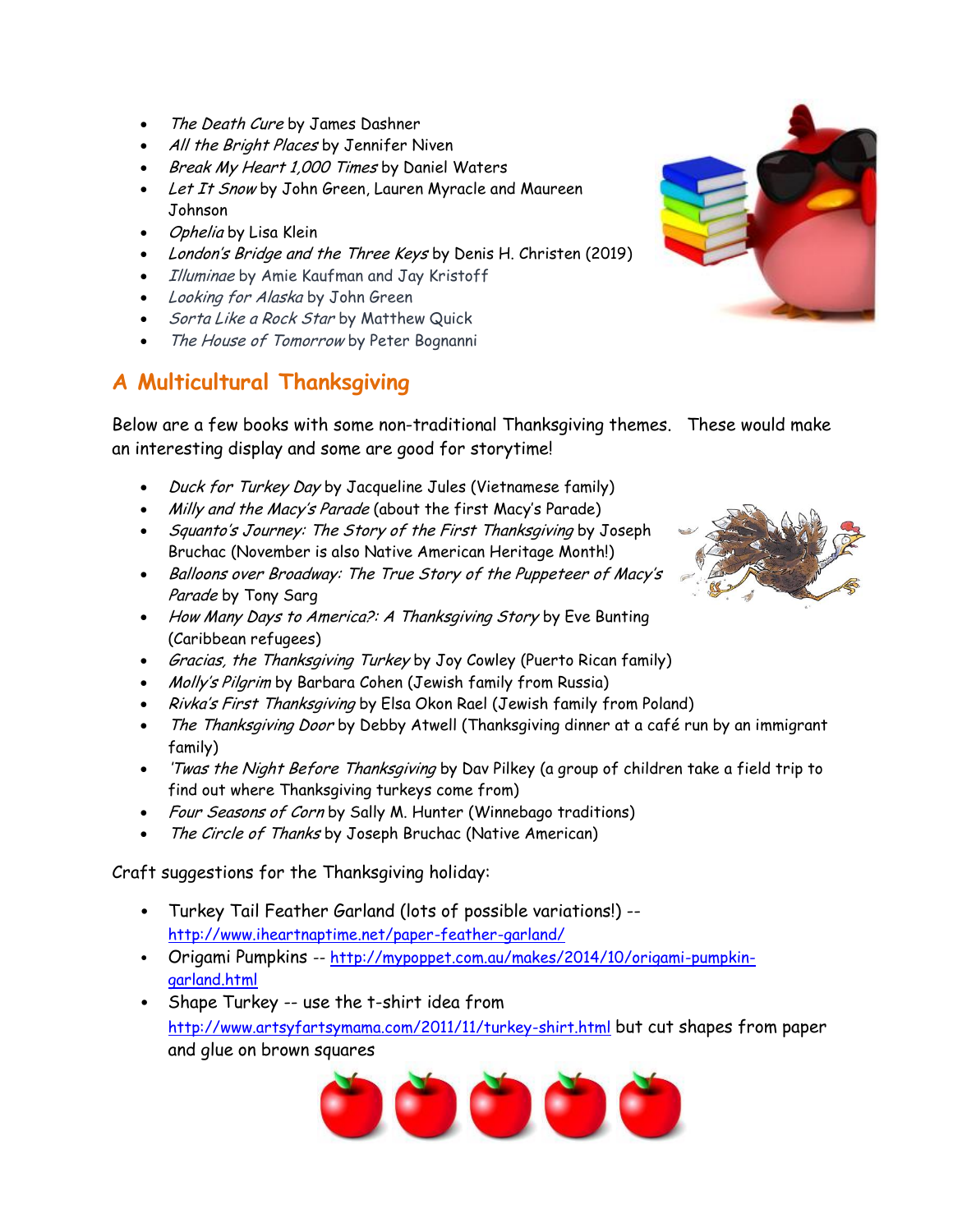- *The Death Cure* by James Dashner
- *All the Bright Places* by Jennifer Niven
- *Break My Heart 1,000 Times* by Daniel Waters
- *Let It Snow* by John Green, Lauren Myracle and Maureen Johnson
- *Ophelia* by Lisa Klein
- *London's Bridge and the Three Keys* by Denis H. Christen (2019)
- *Illuminae* by Amie Kaufman and Jay Kristoff
- *Looking for Alaska* by John Green
- *Sorta Like a Rock Star* by Matthew Quick
- *The House of Tomorrow* by Peter Bognanni

## A Multicultural Thanksgiving

Below are a few books with some non-traditional Thanksgiving themes. These would make an interesting display and some are good for storytime!

- *Duck for Turkey Day* by Jacqueline Jules (Vietnamese family)
- *Milly and the Macy's Parade* (about the first Macy's Parade)
- *Squanto's Journey: The Story of the First Thanksgiving* by Joseph Bruchac (November is also Native American Heritage Month!)
- *Balloons over Broadway: The True Story of the Puppeteer of Macy's Parade* by Tony Sarg
- *How Many Days to America?: A Thanksgiving Story* by Eve Bunting (Caribbean refugees)
- *Gracias, the Thanksgiving Turkey* by Joy Cowley (Puerto Rican family)
- *Molly's Pilgrim* by Barbara Cohen (Jewish family from Russia)
- *Rivka's First Thanksgiving* by Elsa Okon Rael (Jewish family from Poland)
- *The Thanksgiving Door* by Debby Atwell (Thanksgiving dinner at a café run by an immigrant family)
- *'Twas the Night Before Thanksgiving* by Dav Pilkey (a group of children take a field trip to find out where Thanksgiving turkeys come from)
- *Four Seasons of Corn* by Sally M. Hunter (Winnebago traditions)
- *The Circle of Thanks* by Joseph Bruchac (Native American)

Craft suggestions for the Thanksgiving holiday:

- Turkey Tail Feather Garland (lots of possible variations!) -- http://www.iheartnaptime.net/paper-feather-garland/
- Origami Pumpkins -- http://mypoppet.com.au/makes/2014/10/origami-pumpkin-garland.html
- Shape Turkey -- use the t-shirt idea from http://www.artsyfartsymama.com/2011/11/turkey-shirt.html but cut shapes from paper and glue on brown squares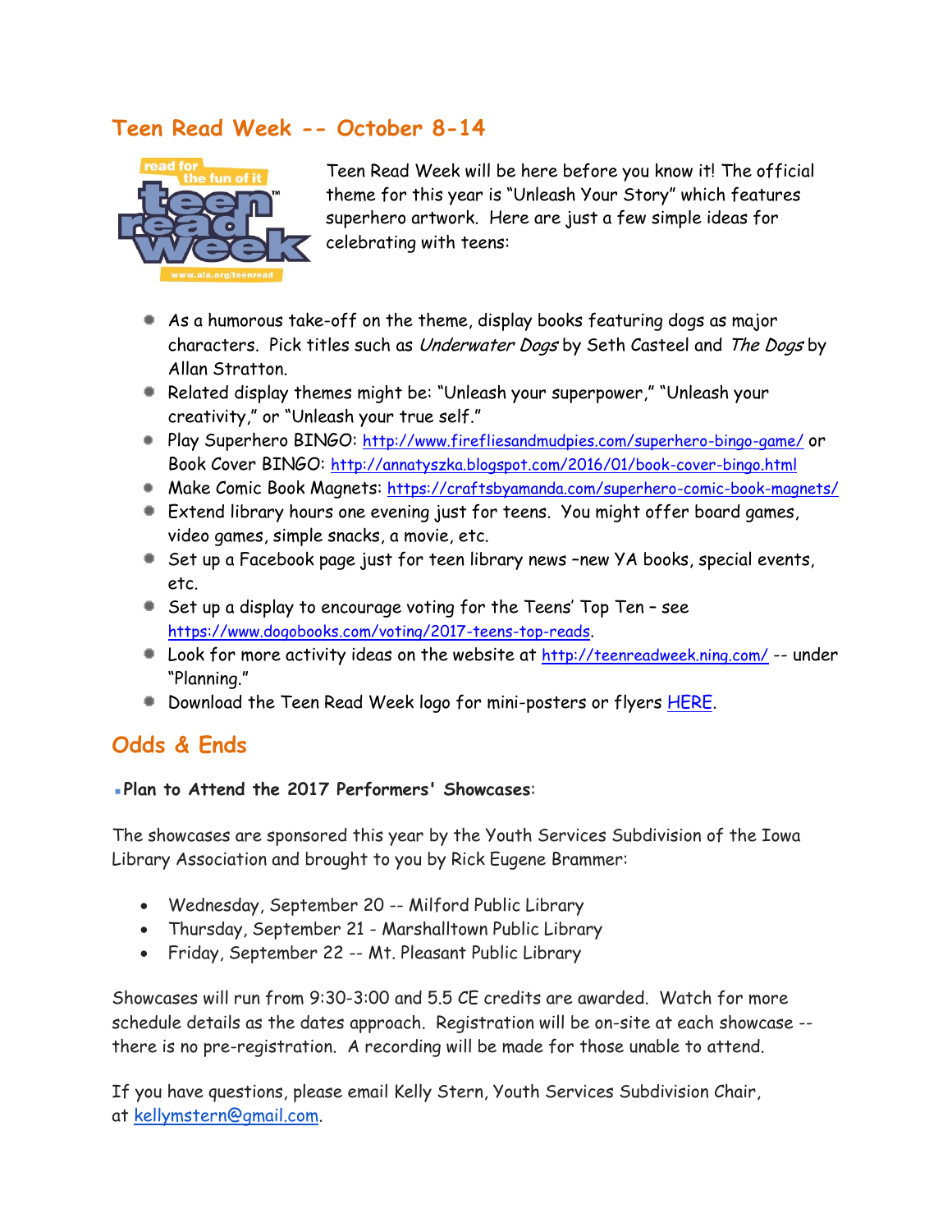## Teen Read Week -- October 8-14

Teen Read Week will be here before you know it! The official theme for this year is "Unleash Your Story" which features superhero artwork. Here are just a few simple ideas for celebrating with teens:

- As a humorous take-off on the theme, display books featuring dogs as major characters. Pick titles such as *Underwater Dogs* by Seth Casteel and *The Dogs* by Allan Stratton.
- Related display themes might be: "Unleash your superpower," "Unleash your creativity," or "Unleash your true self."
- Play Superhero BINGO: http://www.firefliesandmudpies.com/superhero-bingo-game/ or Book Cover BINGO: http://annatyszka.blogspot.com/2016/01/book-cover-bingo.html
- Make Comic Book Magnets: https://craftsbyamanda.com/superhero-comic-book-magnets/
- Extend library hours one evening just for teens. You might offer board games, video games, simple snacks, a movie, etc.
- Set up a Facebook page just for teen library news –new YA books, special events, etc.
- Set up a display to encourage voting for the Teens' Top Ten – see https://www.dogobooks.com/voting/2017-teens-top-reads.
- Look for more activity ideas on the website at http://teenreadweek.ning.com/ -- under "Planning."
- Download the Teen Read Week logo for mini-posters or flyers HERE.

## Odds & Ends

- **Plan to Attend the 2017 Performers' Showcases**:

The showcases are sponsored this year by the Youth Services Subdivision of the Iowa Library Association and brought to you by Rick Eugene Brammer:

- Wednesday, September 20 -- Milford Public Library
- Thursday, September 21 - Marshalltown Public Library
- Friday, September 22 -- Mt. Pleasant Public Library

Showcases will run from 9:30-3:00 and 5.5 CE credits are awarded. Watch for more schedule details as the dates approach. Registration will be on-site at each showcase -- there is no pre-registration. A recording will be made for those unable to attend.

If you have questions, please email Kelly Stern, Youth Services Subdivision Chair, at kellymstern@gmail.com.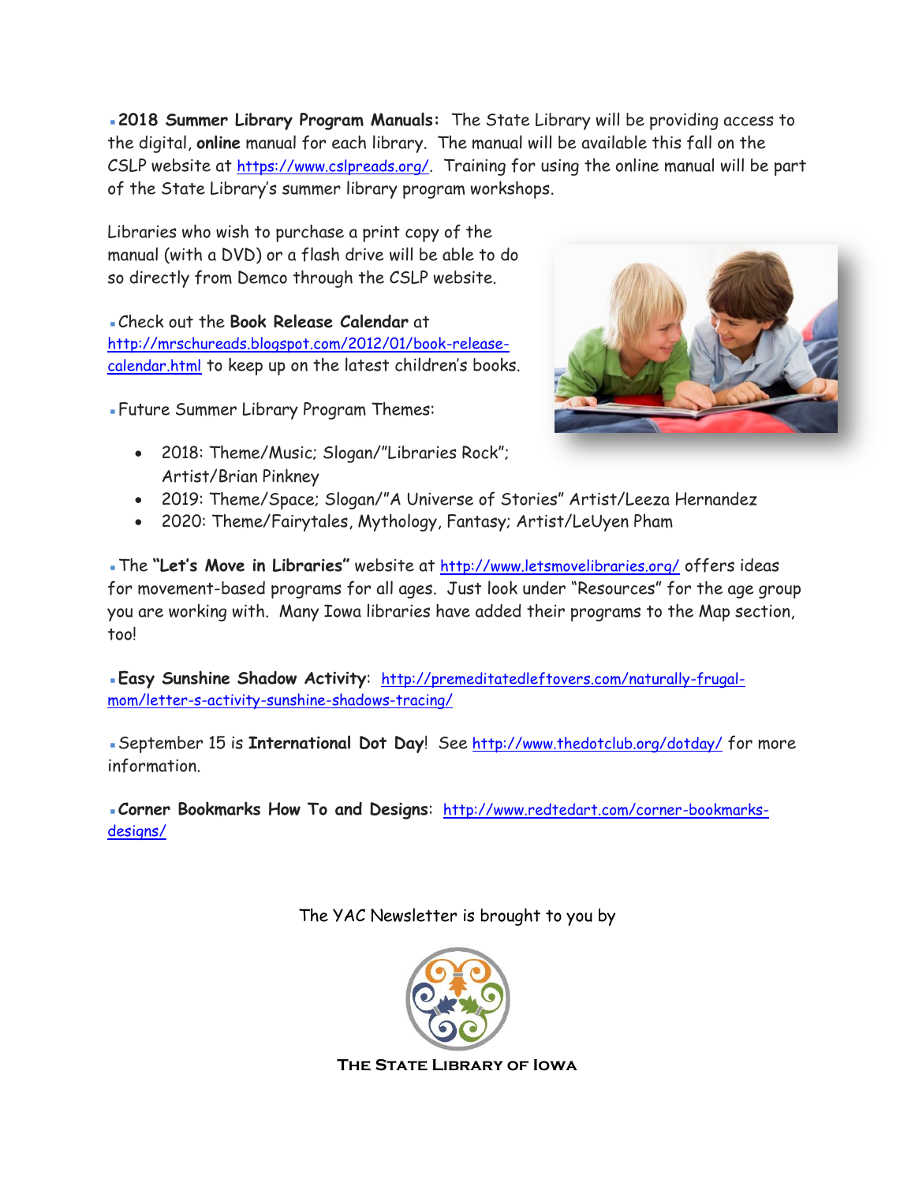▪ **2018 Summer Library Program Manuals:** The State Library will be providing access to the digital, **online** manual for each library. The manual will be available this fall on the CSLP website at https://www.cslpreads.org/. Training for using the online manual will be part of the State Library's summer library program workshops.

Libraries who wish to purchase a print copy of the manual (with a DVD) or a flash drive will be able to do so directly from Demco through the CSLP website.

▪ Check out the **Book Release Calendar** at http://mrschureads.blogspot.com/2012/01/book-release-calendar.html to keep up on the latest children's books.

▪ Future Summer Library Program Themes:

- 2018: Theme/Music; Slogan/"Libraries Rock"; Artist/Brian Pinkney
- 2019: Theme/Space; Slogan/"A Universe of Stories" Artist/Leeza Hernandez
- 2020: Theme/Fairytales, Mythology, Fantasy; Artist/LeUyen Pham

▪ The **"Let's Move in Libraries"** website at http://www.letsmovelibraries.org/ offers ideas for movement-based programs for all ages. Just look under "Resources" for the age group you are working with. Many Iowa libraries have added their programs to the Map section, too!

▪ **Easy Sunshine Shadow Activity**: http://premeditatedleftovers.com/naturally-frugal-mom/letter-s-activity-sunshine-shadows-tracing/

▪ September 15 is **International Dot Day**! See http://www.thedotclub.org/dotday/ for more information.

▪ **Corner Bookmarks How To and Designs**: http://www.redtedart.com/corner-bookmarks-designs/

The YAC Newsletter is brought to you by

The State Library of Iowa